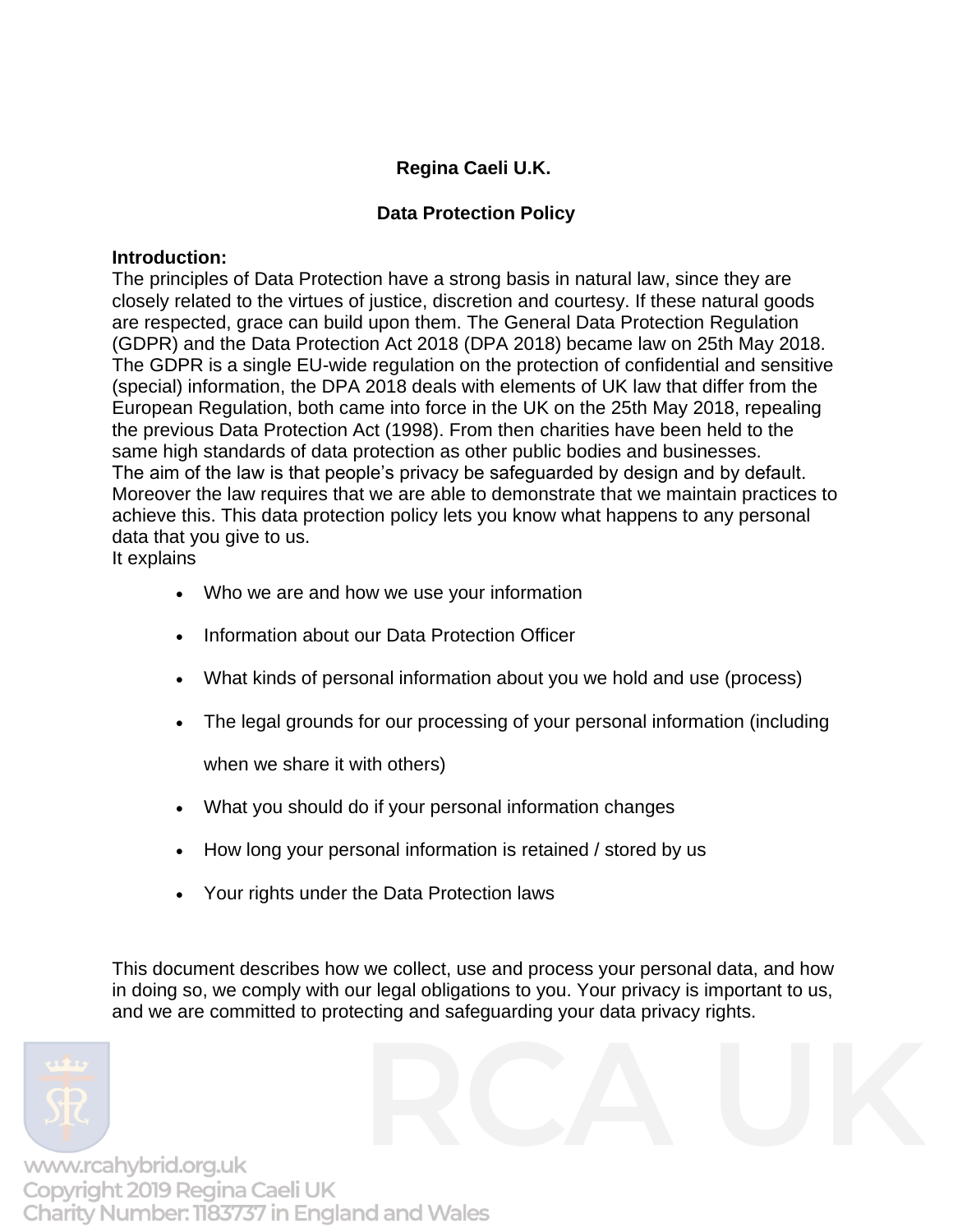# Regina Caeli U.K.

## Data Protection Policy

**Introduction:**
The principles of Data Protection have a strong basis in natural law, since they are closely related to the virtues of justice, discretion and courtesy. If these natural goods are respected, grace can build upon them. The General Data Protection Regulation (GDPR) and the Data Protection Act 2018 (DPA 2018) became law on 25th May 2018. The GDPR is a single EU-wide regulation on the protection of confidential and sensitive (special) information, the DPA 2018 deals with elements of UK law that differ from the European Regulation, both came into force in the UK on the 25th May 2018, repealing the previous Data Protection Act (1998). From then charities have been held to the same high standards of data protection as other public bodies and businesses.
The aim of the law is that people's privacy be safeguarded by design and by default. Moreover the law requires that we are able to demonstrate that we maintain practices to achieve this. This data protection policy lets you know what happens to any personal data that you give to us.
It explains

- Who we are and how we use your information
- Information about our Data Protection Officer
- What kinds of personal information about you we hold and use (process)
- The legal grounds for our processing of your personal information (including when we share it with others)
- What you should do if your personal information changes
- How long your personal information is retained / stored by us
- Your rights under the Data Protection laws

This document describes how we collect, use and process your personal data, and how in doing so, we comply with our legal obligations to you. Your privacy is important to us, and we are committed to protecting and safeguarding your data privacy rights.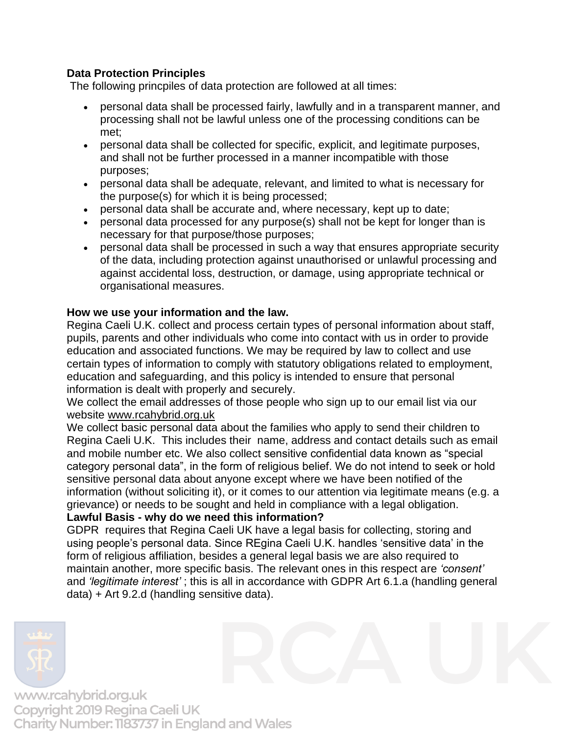**Data Protection Principles**

The following princpiles of data protection are followed at all times:

- personal data shall be processed fairly, lawfully and in a transparent manner, and processing shall not be lawful unless one of the processing conditions can be met;
- personal data shall be collected for specific, explicit, and legitimate purposes, and shall not be further processed in a manner incompatible with those purposes;
- personal data shall be adequate, relevant, and limited to what is necessary for the purpose(s) for which it is being processed;
- personal data shall be accurate and, where necessary, kept up to date;
- personal data processed for any purpose(s) shall not be kept for longer than is necessary for that purpose/those purposes;
- personal data shall be processed in such a way that ensures appropriate security of the data, including protection against unauthorised or unlawful processing and against accidental loss, destruction, or damage, using appropriate technical or organisational measures.

**How we use your information and the law.**

Regina Caeli U.K. collect and process certain types of personal information about staff, pupils, parents and other individuals who come into contact with us in order to provide education and associated functions. We may be required by law to collect and use certain types of information to comply with statutory obligations related to employment, education and safeguarding, and this policy is intended to ensure that personal information is dealt with properly and securely.

We collect the email addresses of those people who sign up to our email list via our website www.rcahybrid.org.uk

We collect basic personal data about the families who apply to send their children to Regina Caeli U.K. This includes their name, address and contact details such as email and mobile number etc. We also collect sensitive confidential data known as "special category personal data", in the form of religious belief. We do not intend to seek or hold sensitive personal data about anyone except where we have been notified of the information (without soliciting it), or it comes to our attention via legitimate means (e.g. a grievance) or needs to be sought and held in compliance with a legal obligation.

**Lawful Basis - why do we need this information?**

GDPR requires that Regina Caeli UK have a legal basis for collecting, storing and using people's personal data. Since REgina Caeli U.K. handles 'sensitive data' in the form of religious affiliation, besides a general legal basis we are also required to maintain another, more specific basis. The relevant ones in this respect are *'consent'* and *'legitimate interest'* ; this is all in accordance with GDPR Art 6.1.a (handling general data) + Art 9.2.d (handling sensitive data).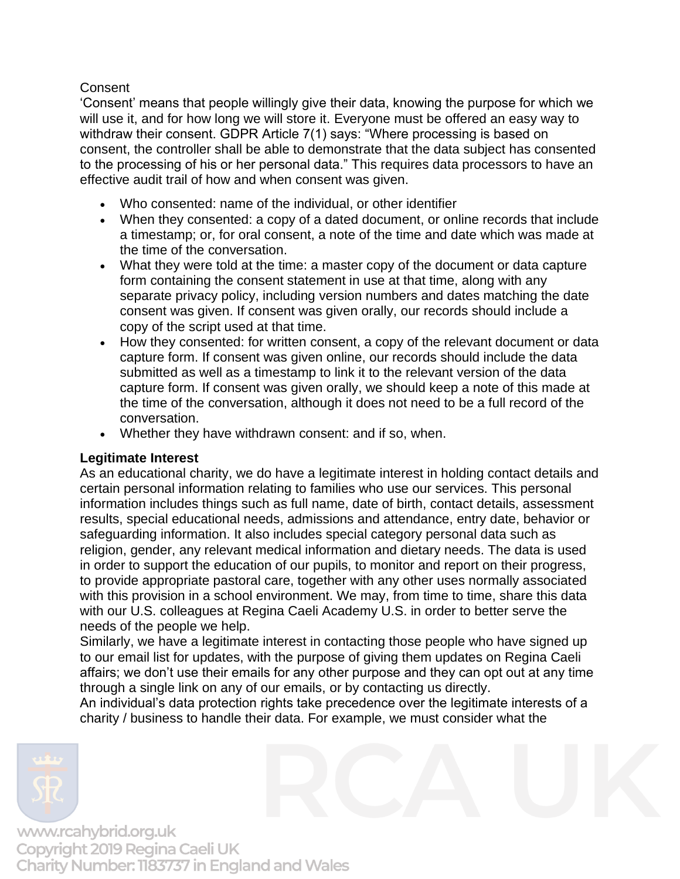Consent

'Consent' means that people willingly give their data, knowing the purpose for which we will use it, and for how long we will store it. Everyone must be offered an easy way to withdraw their consent. GDPR Article 7(1) says: "Where processing is based on consent, the controller shall be able to demonstrate that the data subject has consented to the processing of his or her personal data." This requires data processors to have an effective audit trail of how and when consent was given.

- Who consented: name of the individual, or other identifier
- When they consented: a copy of a dated document, or online records that include a timestamp; or, for oral consent, a note of the time and date which was made at the time of the conversation.
- What they were told at the time: a master copy of the document or data capture form containing the consent statement in use at that time, along with any separate privacy policy, including version numbers and dates matching the date consent was given. If consent was given orally, our records should include a copy of the script used at that time.
- How they consented: for written consent, a copy of the relevant document or data capture form. If consent was given online, our records should include the data submitted as well as a timestamp to link it to the relevant version of the data capture form. If consent was given orally, we should keep a note of this made at the time of the conversation, although it does not need to be a full record of the conversation.
- Whether they have withdrawn consent: and if so, when.

**Legitimate Interest**

As an educational charity, we do have a legitimate interest in holding contact details and certain personal information relating to families who use our services. This personal information includes things such as full name, date of birth, contact details, assessment results, special educational needs, admissions and attendance, entry date, behavior or safeguarding information. It also includes special category personal data such as religion, gender, any relevant medical information and dietary needs. The data is used in order to support the education of our pupils, to monitor and report on their progress, to provide appropriate pastoral care, together with any other uses normally associated with this provision in a school environment. We may, from time to time, share this data with our U.S. colleagues at Regina Caeli Academy U.S. in order to better serve the needs of the people we help.

Similarly, we have a legitimate interest in contacting those people who have signed up to our email list for updates, with the purpose of giving them updates on Regina Caeli affairs; we don't use their emails for any other purpose and they can opt out at any time through a single link on any of our emails, or by contacting us directly.

An individual's data protection rights take precedence over the legitimate interests of a charity / business to handle their data. For example, we must consider what the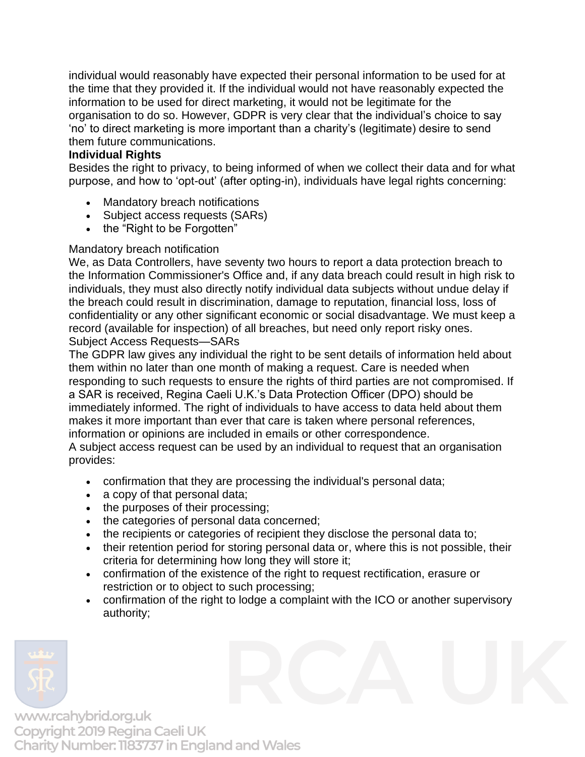individual would reasonably have expected their personal information to be used for at the time that they provided it. If the individual would not have reasonably expected the information to be used for direct marketing, it would not be legitimate for the organisation to do so. However, GDPR is very clear that the individual's choice to say 'no' to direct marketing is more important than a charity's (legitimate) desire to send them future communications.

**Individual Rights**

Besides the right to privacy, to being informed of when we collect their data and for what purpose, and how to 'opt-out' (after opting-in), individuals have legal rights concerning:

- Mandatory breach notifications
- Subject access requests (SARs)
- the "Right to be Forgotten"

Mandatory breach notification

We, as Data Controllers, have seventy two hours to report a data protection breach to the Information Commissioner's Office and, if any data breach could result in high risk to individuals, they must also directly notify individual data subjects without undue delay if the breach could result in discrimination, damage to reputation, financial loss, loss of confidentiality or any other significant economic or social disadvantage. We must keep a record (available for inspection) of all breaches, but need only report risky ones.

Subject Access Requests—SARs

The GDPR law gives any individual the right to be sent details of information held about them within no later than one month of making a request. Care is needed when responding to such requests to ensure the rights of third parties are not compromised. If a SAR is received, Regina Caeli U.K.'s Data Protection Officer (DPO) should be immediately informed. The right of individuals to have access to data held about them makes it more important than ever that care is taken where personal references, information or opinions are included in emails or other correspondence.

A subject access request can be used by an individual to request that an organisation provides:

- confirmation that they are processing the individual's personal data;
- a copy of that personal data;
- the purposes of their processing;
- the categories of personal data concerned;
- the recipients or categories of recipient they disclose the personal data to;
- their retention period for storing personal data or, where this is not possible, their criteria for determining how long they will store it;
- confirmation of the existence of the right to request rectification, erasure or restriction or to object to such processing;
- confirmation of the right to lodge a complaint with the ICO or another supervisory authority;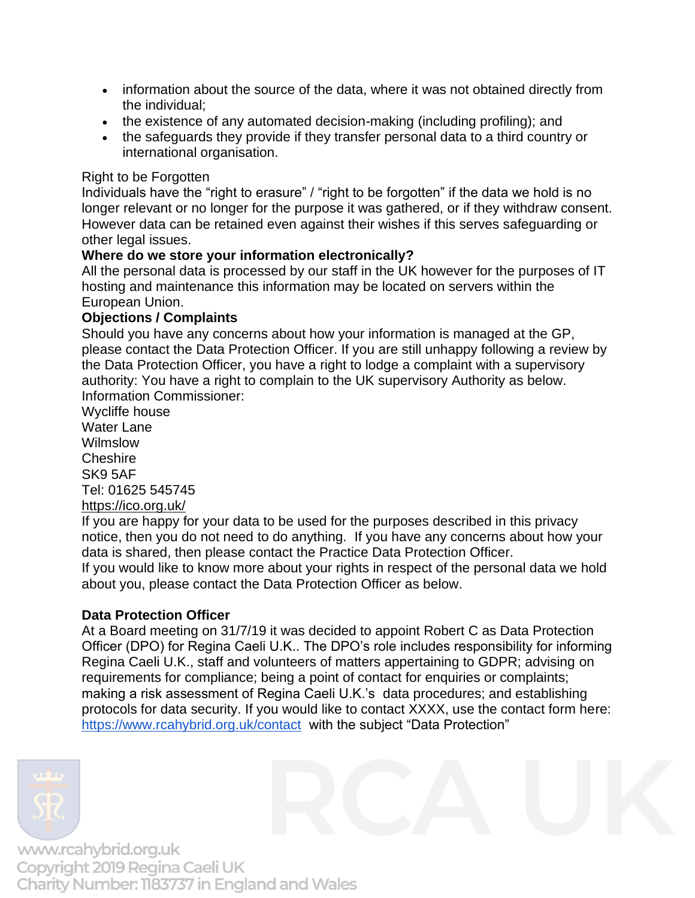- information about the source of the data, where it was not obtained directly from the individual;
- the existence of any automated decision-making (including profiling); and
- the safeguards they provide if they transfer personal data to a third country or international organisation.

Right to be Forgotten

Individuals have the "right to erasure" / "right to be forgotten" if the data we hold is no longer relevant or no longer for the purpose it was gathered, or if they withdraw consent. However data can be retained even against their wishes if this serves safeguarding or other legal issues.

**Where do we store your information electronically?**

All the personal data is processed by our staff in the UK however for the purposes of IT hosting and maintenance this information may be located on servers within the European Union.

**Objections / Complaints**

Should you have any concerns about how your information is managed at the GP, please contact the Data Protection Officer. If you are still unhappy following a review by the Data Protection Officer, you have a right to lodge a complaint with a supervisory authority: You have a right to complain to the UK supervisory Authority as below.

Information Commissioner:
Wycliffe house
Water Lane
Wilmslow
Cheshire
SK9 5AF
Tel: 01625 545745
https://ico.org.uk/

If you are happy for your data to be used for the purposes described in this privacy notice, then you do not need to do anything. If you have any concerns about how your data is shared, then please contact the Practice Data Protection Officer.

If you would like to know more about your rights in respect of the personal data we hold about you, please contact the Data Protection Officer as below.

**Data Protection Officer**

At a Board meeting on 31/7/19 it was decided to appoint Robert C as Data Protection Officer (DPO) for Regina Caeli U.K.. The DPO's role includes responsibility for informing Regina Caeli U.K., staff and volunteers of matters appertaining to GDPR; advising on requirements for compliance; being a point of contact for enquiries or complaints; making a risk assessment of Regina Caeli U.K.'s data procedures; and establishing protocols for data security. If you would like to contact XXXX, use the contact form here: https://www.rcahybrid.org.uk/contact with the subject "Data Protection"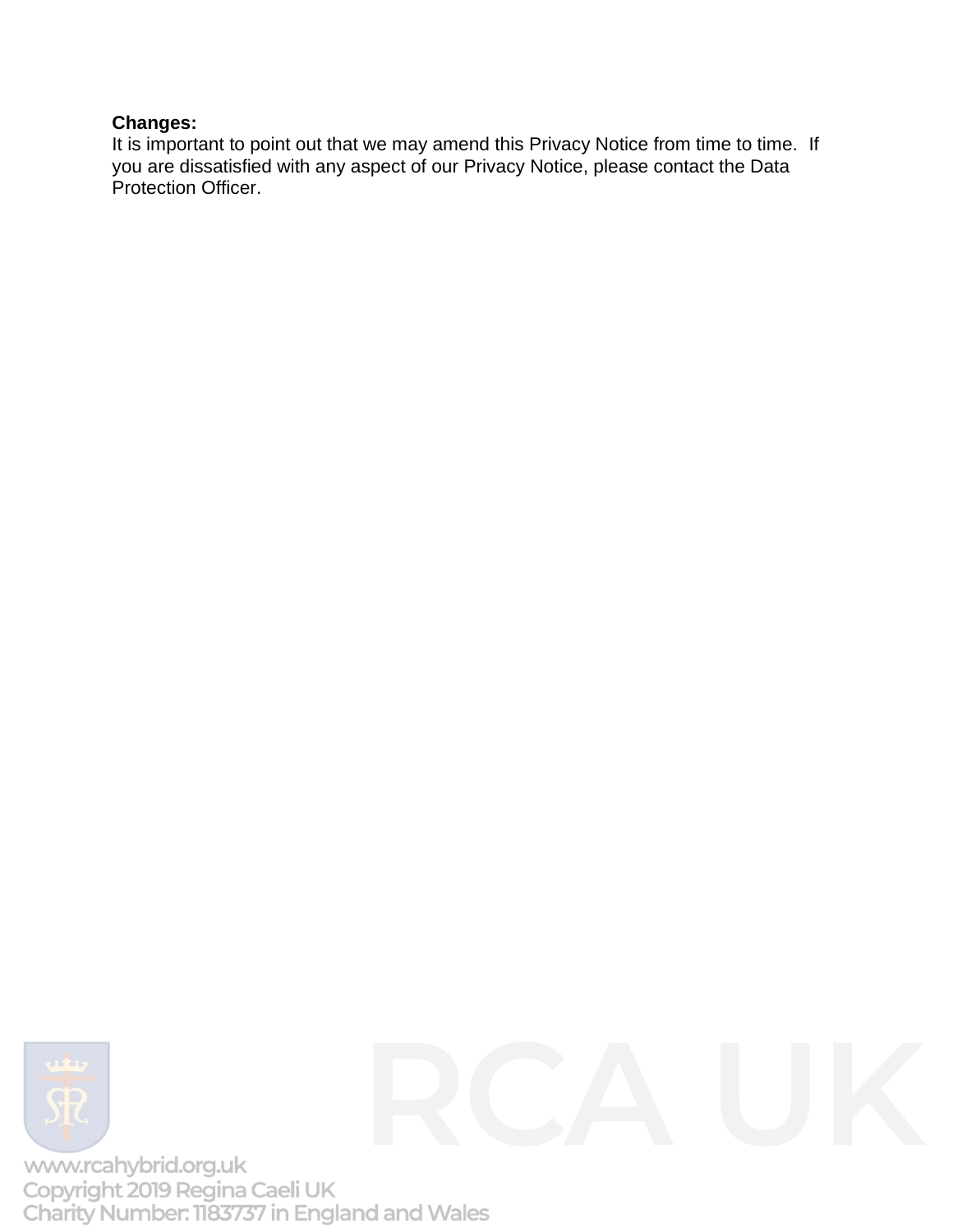**Changes:**

It is important to point out that we may amend this Privacy Notice from time to time. If you are dissatisfied with any aspect of our Privacy Notice, please contact the Data Protection Officer.